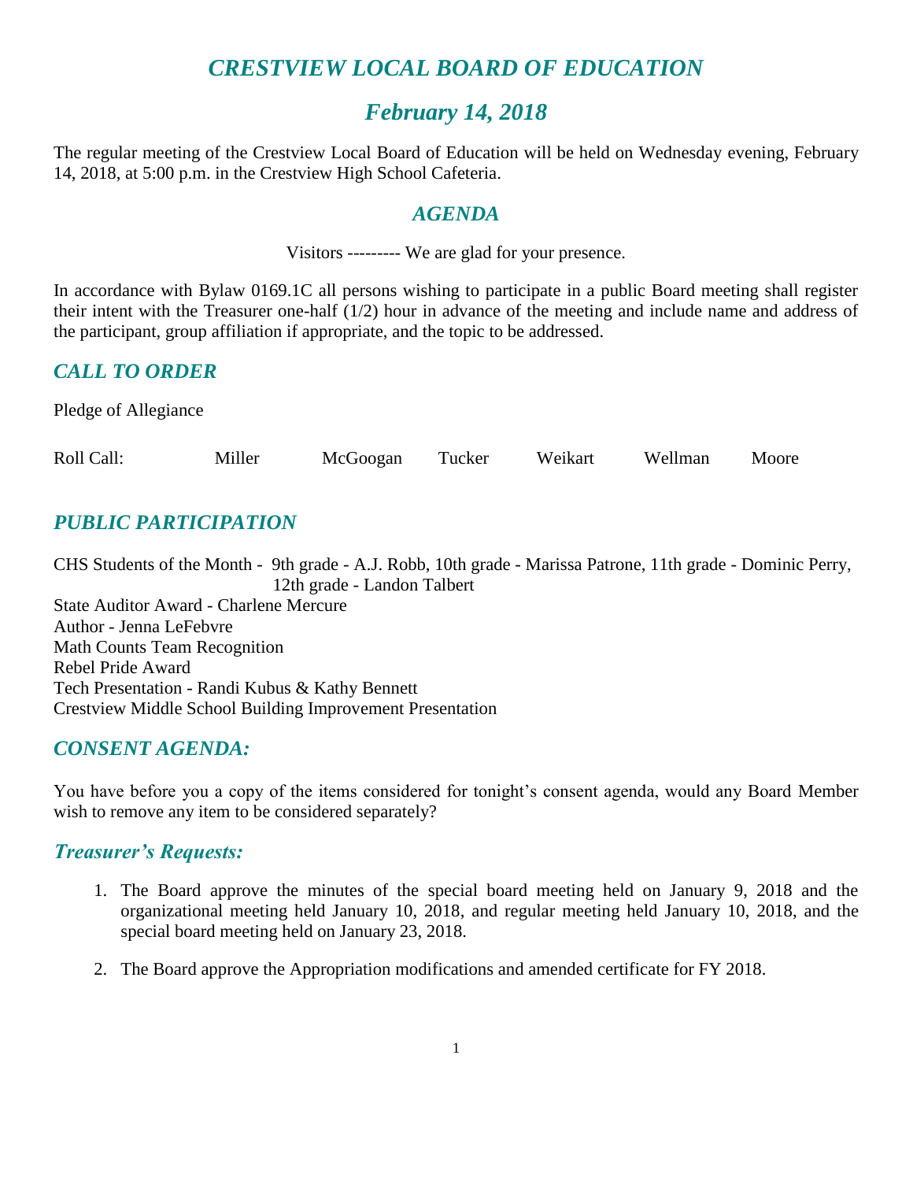# *CRESTVIEW LOCAL BOARD OF EDUCATION*

# *February 14, 2018*

The regular meeting of the Crestview Local Board of Education will be held on Wednesday evening, February 14, 2018, at 5:00 p.m. in the Crestview High School Cafeteria.

## *AGENDA*

Visitors --------- We are glad for your presence.

In accordance with Bylaw 0169.1C all persons wishing to participate in a public Board meeting shall register their intent with the Treasurer one-half (1/2) hour in advance of the meeting and include name and address of the participant, group affiliation if appropriate, and the topic to be addressed.

## *CALL TO ORDER*

Pledge of Allegiance

Roll Call: Miller McGoogan Tucker Weikart Wellman Moore

## *PUBLIC PARTICIPATION*

CHS Students of the Month - 9th grade - A.J. Robb, 10th grade - Marissa Patrone, 11th grade - Dominic Perry, 12th grade - Landon Talbert
State Auditor Award - Charlene Mercure
Author - Jenna LeFebvre
Math Counts Team Recognition
Rebel Pride Award
Tech Presentation - Randi Kubus & Kathy Bennett
Crestview Middle School Building Improvement Presentation

## *CONSENT AGENDA:*

You have before you a copy of the items considered for tonight's consent agenda, would any Board Member wish to remove any item to be considered separately?

## *Treasurer's Requests:*

1. The Board approve the minutes of the special board meeting held on January 9, 2018 and the organizational meeting held January 10, 2018, and regular meeting held January 10, 2018, and the special board meeting held on January 23, 2018.

2. The Board approve the Appropriation modifications and amended certificate for FY 2018.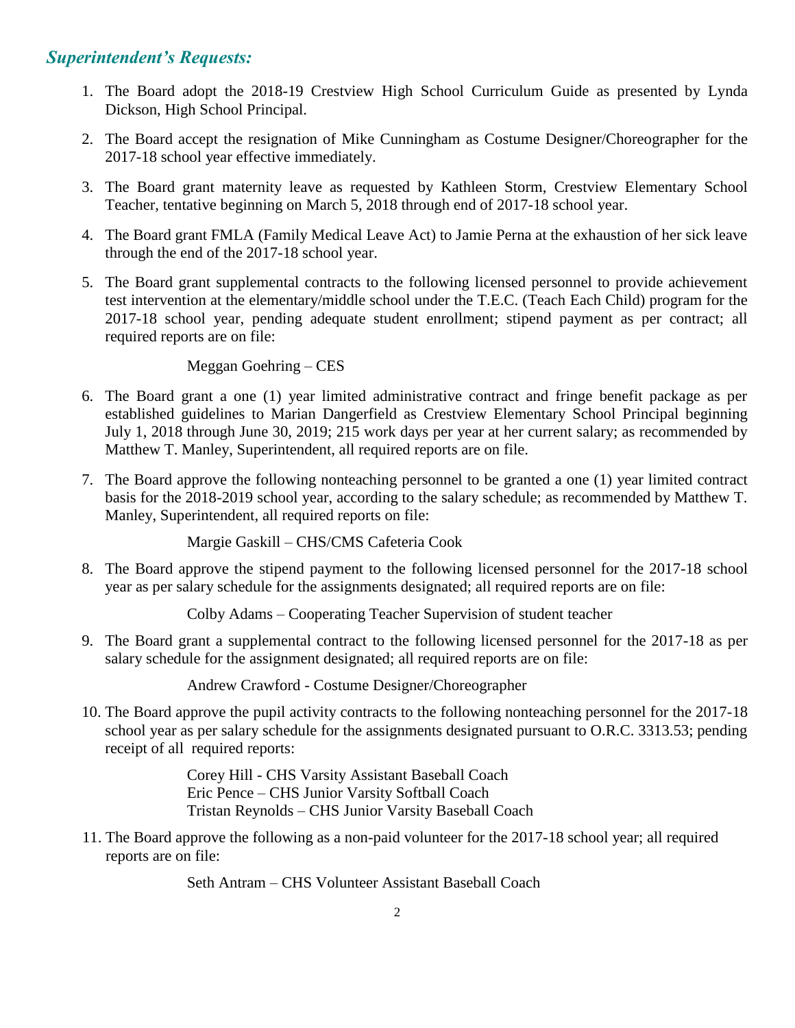## *Superintendent's Requests:*

1. The Board adopt the 2018-19 Crestview High School Curriculum Guide as presented by Lynda Dickson, High School Principal.

2. The Board accept the resignation of Mike Cunningham as Costume Designer/Choreographer for the 2017-18 school year effective immediately.

3. The Board grant maternity leave as requested by Kathleen Storm, Crestview Elementary School Teacher, tentative beginning on March 5, 2018 through end of 2017-18 school year.

4. The Board grant FMLA (Family Medical Leave Act) to Jamie Perna at the exhaustion of her sick leave through the end of the 2017-18 school year.

5. The Board grant supplemental contracts to the following licensed personnel to provide achievement test intervention at the elementary/middle school under the T.E.C. (Teach Each Child) program for the 2017-18 school year, pending adequate student enrollment; stipend payment as per contract; all required reports are on file:

   Meggan Goehring – CES

6. The Board grant a one (1) year limited administrative contract and fringe benefit package as per established guidelines to Marian Dangerfield as Crestview Elementary School Principal beginning July 1, 2018 through June 30, 2019; 215 work days per year at her current salary; as recommended by Matthew T. Manley, Superintendent, all required reports are on file.

7. The Board approve the following nonteaching personnel to be granted a one (1) year limited contract basis for the 2018-2019 school year, according to the salary schedule; as recommended by Matthew T. Manley, Superintendent, all required reports on file:

   Margie Gaskill – CHS/CMS Cafeteria Cook

8. The Board approve the stipend payment to the following licensed personnel for the 2017-18 school year as per salary schedule for the assignments designated; all required reports are on file:

   Colby Adams – Cooperating Teacher Supervision of student teacher

9. The Board grant a supplemental contract to the following licensed personnel for the 2017-18 as per salary schedule for the assignment designated; all required reports are on file:

   Andrew Crawford - Costume Designer/Choreographer

10. The Board approve the pupil activity contracts to the following nonteaching personnel for the 2017-18 school year as per salary schedule for the assignments designated pursuant to O.R.C. 3313.53; pending receipt of all required reports:

    Corey Hill - CHS Varsity Assistant Baseball Coach
    Eric Pence – CHS Junior Varsity Softball Coach
    Tristan Reynolds – CHS Junior Varsity Baseball Coach

11. The Board approve the following as a non-paid volunteer for the 2017-18 school year; all required reports are on file:

    Seth Antram – CHS Volunteer Assistant Baseball Coach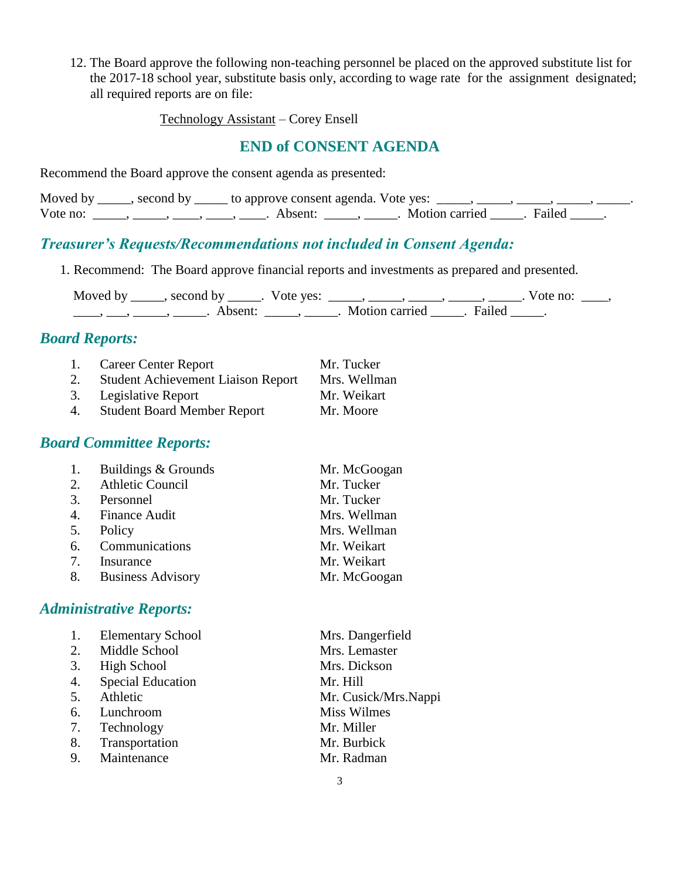12. The Board approve the following non-teaching personnel be placed on the approved substitute list for the 2017-18 school year, substitute basis only, according to wage rate for the assignment designated; all required reports are on file:

    Technology Assistant – Corey Ensell

## END of CONSENT AGENDA

Recommend the Board approve the consent agenda as presented:

Moved by _____, second by _____ to approve consent agenda. Vote yes: _____, _____, _____, _____, _____. Vote no: _____, _____, ____, ____, ____. Absent: _____, _____. Motion carried _____. Failed _____.

## *Treasurer's Requests/Recommendations not included in Consent Agenda:*

1. Recommend: The Board approve financial reports and investments as prepared and presented.

   Moved by _____, second by _____. Vote yes: _____, _____, _____, _____, _____. Vote no: ____, ____, ___, _____, _____. Absent: _____, _____. Motion carried _____. Failed _____.

## *Board Reports:*

1. Career Center Report – Mr. Tucker
2. Student Achievement Liaison Report – Mrs. Wellman
3. Legislative Report – Mr. Weikart
4. Student Board Member Report – Mr. Moore

## *Board Committee Reports:*

1. Buildings & Grounds – Mr. McGoogan
2. Athletic Council – Mr. Tucker
3. Personnel – Mr. Tucker
4. Finance Audit – Mrs. Wellman
5. Policy – Mrs. Wellman
6. Communications – Mr. Weikart
7. Insurance – Mr. Weikart
8. Business Advisory – Mr. McGoogan

## *Administrative Reports:*

1. Elementary School – Mrs. Dangerfield
2. Middle School – Mrs. Lemaster
3. High School – Mrs. Dickson
4. Special Education – Mr. Hill
5. Athletic – Mr. Cusick/Mrs.Nappi
6. Lunchroom – Miss Wilmes
7. Technology – Mr. Miller
8. Transportation – Mr. Burbick
9. Maintenance – Mr. Radman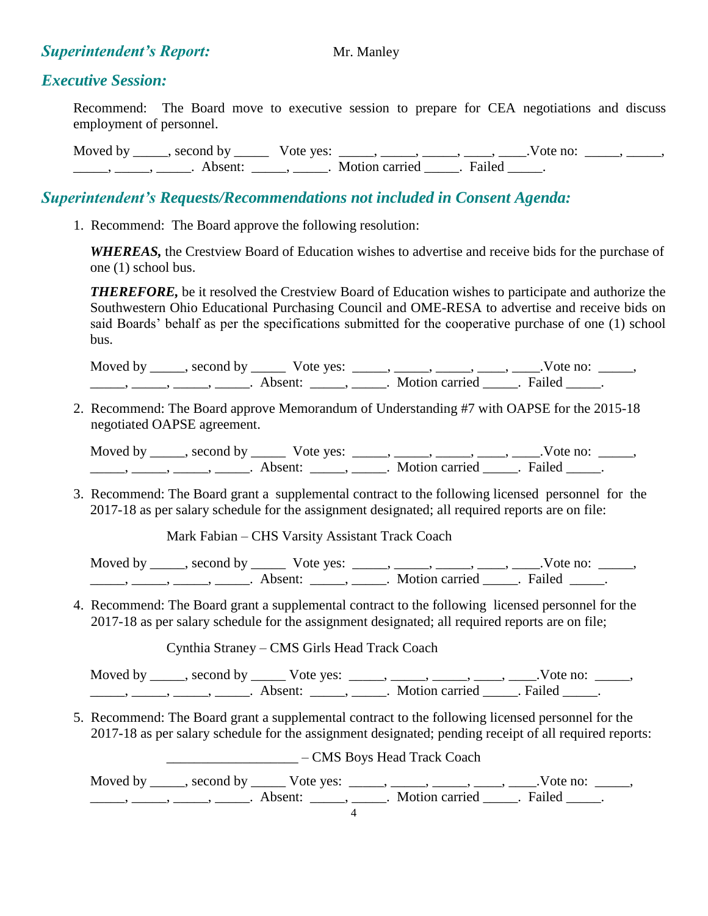## *Superintendent's Report:* Mr. Manley

## *Executive Session:*

Recommend: The Board move to executive session to prepare for CEA negotiations and discuss employment of personnel.

Moved by _____, second by _____ Vote yes: _____, _____, _____, ____, ____.Vote no: _____, _____, _____, _____, _____. Absent: _____, _____. Motion carried _____. Failed _____.

## *Superintendent's Requests/Recommendations not included in Consent Agenda:*

1. Recommend: The Board approve the following resolution:

   ***WHEREAS,*** the Crestview Board of Education wishes to advertise and receive bids for the purchase of one (1) school bus.

   ***THEREFORE,*** be it resolved the Crestview Board of Education wishes to participate and authorize the Southwestern Ohio Educational Purchasing Council and OME-RESA to advertise and receive bids on said Boards' behalf as per the specifications submitted for the cooperative purchase of one (1) school bus.

   Moved by _____, second by _____ Vote yes: _____, _____, _____, ____, ____.Vote no: _____, _____, _____, _____, _____. Absent: _____, _____. Motion carried _____. Failed _____.

2. Recommend: The Board approve Memorandum of Understanding #7 with OAPSE for the 2015-18 negotiated OAPSE agreement.

   Moved by _____, second by _____ Vote yes: _____, _____, _____, ____, ____.Vote no: _____, _____, _____, _____, _____. Absent: _____, _____. Motion carried _____. Failed _____.

3. Recommend: The Board grant a supplemental contract to the following licensed personnel for the 2017-18 as per salary schedule for the assignment designated; all required reports are on file:

   Mark Fabian – CHS Varsity Assistant Track Coach

   Moved by _____, second by _____ Vote yes: _____, _____, _____, ____, ____.Vote no: _____, _____, _____, _____, _____. Absent: _____, _____. Motion carried _____. Failed _____.

4. Recommend: The Board grant a supplemental contract to the following licensed personnel for the 2017-18 as per salary schedule for the assignment designated; all required reports are on file;

   Cynthia Straney – CMS Girls Head Track Coach

   Moved by _____, second by _____ Vote yes: _____, _____, _____, ____, ____.Vote no: _____, _____, _____, _____, _____. Absent: _____, _____. Motion carried _____. Failed _____.

5. Recommend: The Board grant a supplemental contract to the following licensed personnel for the 2017-18 as per salary schedule for the assignment designated; pending receipt of all required reports:

   ___________________ – CMS Boys Head Track Coach

   Moved by _____, second by _____ Vote yes: _____, _____, _____, ____, ____.Vote no: _____, _____, _____, _____, _____. Absent: _____, _____. Motion carried _____. Failed _____.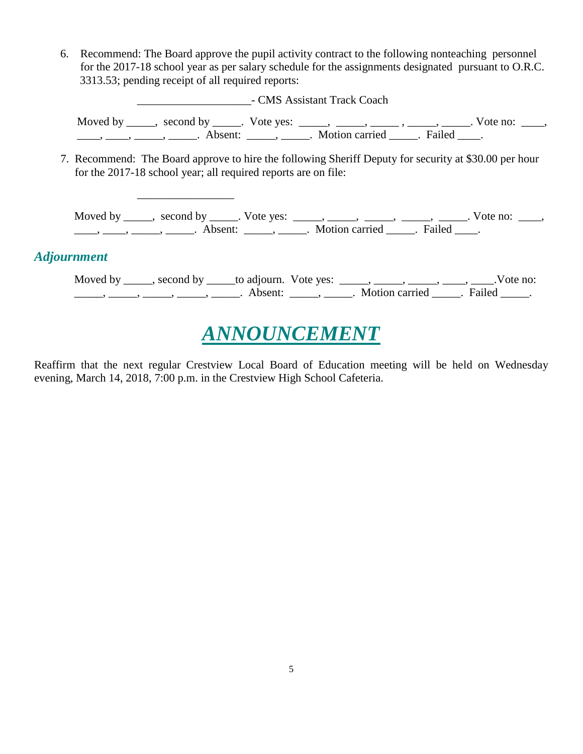6. Recommend: The Board approve the pupil activity contract to the following nonteaching personnel for the 2017-18 school year as per salary schedule for the assignments designated pursuant to O.R.C. 3313.53; pending receipt of all required reports:

    ____________________- CMS Assistant Track Coach

    Moved by _____, second by _____. Vote yes: _____, _____, _____ , _____, _____. Vote no: ____, ____, ____, _____, _____. Absent: _____, _____. Motion carried _____. Failed ____.

7. Recommend: The Board approve to hire the following Sheriff Deputy for security at $30.00 per hour for the 2017-18 school year; all required reports are on file:

    _________________

    Moved by _____, second by _____. Vote yes: _____, _____, _____, _____, _____. Vote no: ____, ____, ____, _____, _____. Absent: _____, _____. Motion carried _____. Failed ____.

## *Adjournment*

Moved by _____, second by _____to adjourn. Vote yes: _____, _____, _____, ____, ____.Vote no: _____, _____, _____, _____, _____. Absent: _____, _____. Motion carried _____. Failed _____.

# ***ANNOUNCEMENT***

Reaffirm that the next regular Crestview Local Board of Education meeting will be held on Wednesday evening, March 14, 2018, 7:00 p.m. in the Crestview High School Cafeteria.